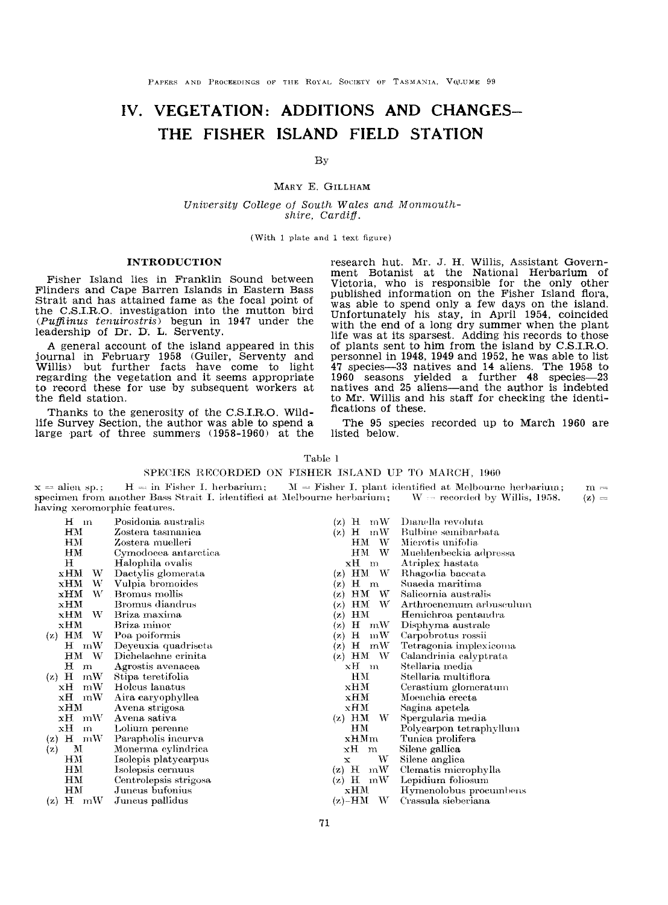# IV. VEGETATION: ADDITIONS AND CHANGES— THE FISHER ISLAND FIELD STATION

By

MARY E. GILLHAM

*University College of South Wales and Monmouthshire, Cardiff.*

(With 1 plate and 1 text figure)

## INTRODUCTION

Fisher Island lies in Franklin Sound between Flinders and Cape Barren Islands in Eastern Bass Strait and has attained fame as the focal point of the C.S.I.R.O. investigation into the mutton bird (*Puffinus tenuirostris*) begun in 1947 under the leadership of Dr. D. L. Serventy.

A general account of the island appeared in this journal in February 1958 (Guiler, Serventy and Willis) but further facts have come to light regarding the vegetation and it seems appropriate to record these for use by subsequent workers at the field station.

Thanks to the generosity of the C.S.I.R.O. Wildlife Survey Section, the author was able to spend a large part of three summers (1958-1960) at the research hut. Mr. J. H. Willis, Assistant Government Botanist at the National Herbarium of Victoria, who is responsible for the only other published information on the Fisher Island flora, was able to spend only a few days on the island. Unfortunately his stay, in April 1954, coincided with the end of a long dry summer when the plant life was at its sparsest. Adding his records to those of plants sent to him from the island by C.S.I.R.O. personnel in 1948, 1949 and 1952, he was able to list 47 species—33 natives and 14 aliens. The 1958 to 1960 seasons yielded a further 48 species—23 natives and 25 aliens—and the author is indebted to Mr. Willis and his staff for checking the identifications of these.

The 95 species recorded up to March 1960 are listed below.

Table 1

SPECIES RECORDED ON FISHER ISLAND UP TO MARCH, 1960

x = alien sp.; H = in Fisher I. herbarium; M = Fisher I. plant identified at Melbourne herbarium; m = specimen from another Bass Strait I. identified at Melbourne herbarium; W = recorded by Willis, 1958. (z) = having xeromorphic features.

| Records | Species |
|---|---|
| H m | Posidonia australis |
| HM | Zostera tasmanica |
| HM | Zostera muelleri |
| HM | Cymodocea antarctica |
| H | Halophila ovalis |
| xHM W | Dactylis glomerata |
| xHM W | Vulpia bromoides |
| xHM W | Bromus mollis |
| xHM | Bromus diandrus |
| xHM W | Briza maxima |
| xHM | Briza minor |
| (z) HM W | Poa poiformis |
| H mW | Deyeuxia quadriseta |
| HM W | Dichelachne crinita |
| H m | Agrostis avenacea |
| (z) H mW | Stipa teretifolia |
| xH mW | Holcus lanatus |
| xH mW | Aira caryophyllea |
| xHM | Avena strigosa |
| xH mW | Avena sativa |
| xH m | Lolium perenne |
| (z) H mW | Parapholis incurva |
| (z) M | Monerma cylindrica |
| HM | Isolepis platycarpus |
| HM | Isolepsis cernuus |
| HM | Centrolepsis strigosa |
| HM | Juncus bufonius |
| (z) H mW | Juncus pallidus |
| (z) H mW | Dianella revoluta |
| (z) H mW | Bulbine semibarbata |
| HM W | Microtis unifolia |
| HM W | Muehlenbeckia adpressa |
| xH m | Atriplex hastata |
| (z) HM W | Rhagodia baccata |
| (z) H m | Suaeda maritima |
| (z) HM W | Salicornia australis |
| (z) HM W | Arthrocnemum arbusculum |
| (z) HM | Hemichroa pentandra |
| (z) H mW | Disphyma australe |
| (z) H mW | Carpobrotus rossii |
| (z) H mW | Tetragonia implexicoma |
| (z) HM W | Calandrinia calyptrata |
| xH m | Stellaria media |
| HM | Stellaria multiflora |
| xHM | Cerastium glomeratum |
| xHM | Moenchia erecta |
| xHM | Sagina apetela |
| (z) HM W | Spergularia media |
| HM | Polycarpon tetraphyllum |
| xHMm | Tunica prolifera |
| xH m | Silene gallica |
| x W | Silene anglica |
| (z) H mW | Clematis microphylla |
| (z) H mW | Lepidium foliosum |
| xHM | Hymenolobus procumbens |
| (z)-HM W | Crassula sieberiana |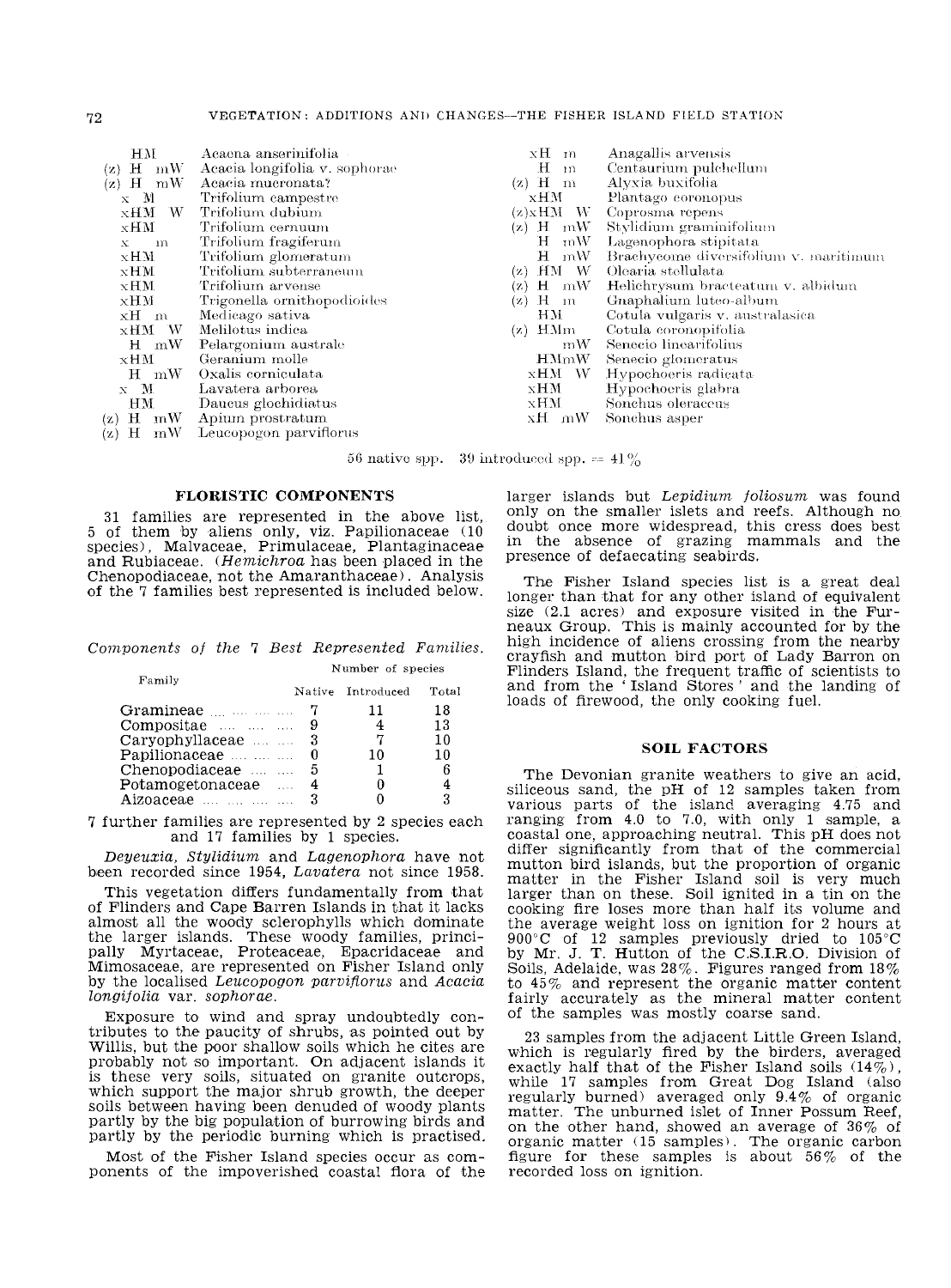| | |
|---|---|
| HM | Acaena anserinifolia |
| (z) H mW | Acacia longifolia v. sophorae |
| (z) H mW | Acacia mucronata? |
| x M | Trifolium campestre |
| xHM W | Trifolium dubium |
| xHM | Trifolium cernuum |
| x m | Trifolium fragiferum |
| xHM | Trifolium glomeratum |
| xHM | Trifolium subterraneum |
| xHM | Trifolium arvense |
| xHM | Trigonella ornithopodioides |
| xH m | Medicago sativa |
| xHM W | Melilotus indica |
| H mW | Pelargonium australe |
| xHM | Geranium molle |
| H mW | Oxalis corniculata |
| x M | Lavatera arborea |
| HM | Daucus glochidiatus |
| (z) H mW | Apium prostratum |
| (z) H mW | Leucopogon parviflorus |
| xH m | Anagallis arvensis |
| H m | Centaurium pulchellum |
| (z) H m | Alyxia buxifolia |
| xHM | Plantago coronopus |
| (z)xHM W | Coprosma repens |
| (z) H mW | Stylidium graminifolium |
| H mW | Lagenophora stipitata |
| H mW | Brachycome diversifolium v. maritimum |
| (z) HM W | Olearia stellulata |
| (z) H mW | Helichrysum bracteatum v. albidum |
| (z) H m | Gnaphalium luteo-album |
| HM | Cotula vulgaris v. australasica |
| (z) HMm | Cotula coronopifolia |
| mW | Senecio linearifolius |
| HMmW | Senecio glomeratus |
| xHM W | Hypochoeris radicata |
| xHM | Hypochoeris glabra |
| xHM | Sonchus oleraceus |
| xH mW | Sonchus asper |

56 native spp. 39 introduced spp. = 41%

## FLORISTIC COMPONENTS

31 families are represented in the above list, 5 of them by aliens only, viz. Papilionaceae (10 species), Malvaceae, Primulaceae, Plantaginaceae and Rubiaceae. (*Hemichroa* has been placed in the Chenopodiaceae, not the Amaranthaceae). Analysis of the 7 families best represented is included below.

*Components of the 7 Best Represented Families.*

| Family | Number of species | | |
|---|---|---|---|
| | Native | Introduced | Total |
| Gramineae | 7 | 11 | 18 |
| Compositae | 9 | 4 | 13 |
| Caryophyllaceae | 3 | 7 | 10 |
| Papilionaceae | 0 | 10 | 10 |
| Chenopodiaceae | 5 | 1 | 6 |
| Potamogetonaceae | 4 | 0 | 4 |
| Aizoaceae | 3 | 0 | 3 |

7 further families are represented by 2 species each and 17 families by 1 species.

*Deyeuxia*, *Stylidium* and *Lagenophora* have not been recorded since 1954, *Lavatera* not since 1958.

This vegetation differs fundamentally from that of Flinders and Cape Barren Islands in that it lacks almost all the woody sclerophylls which dominate the larger islands. These woody families, principally Myrtaceae, Proteaceae, Epacridaceae and Mimosaceae, are represented on Fisher Island only by the localised *Leucopogon parviflorus* and *Acacia longifolia* var. *sophorae*.

Exposure to wind and spray undoubtedly contributes to the paucity of shrubs, as pointed out by Willis, but the poor shallow soils which he cites are probably not so important. On adjacent islands it is these very soils, situated on granite outcrops, which support the major shrub growth, the deeper soils between having been denuded of woody plants partly by the big population of burrowing birds and partly by the periodic burning which is practised.

Most of the Fisher Island species occur as components of the impoverished coastal flora of the larger islands but *Lepidium foliosum* was found only on the smaller islets and reefs. Although no doubt once more widespread, this cress does best in the absence of grazing mammals and the presence of defaecating seabirds.

The Fisher Island species list is a great deal longer than that for any other island of equivalent size (2.1 acres) and exposure visited in the Furneaux Group. This is mainly accounted for by the high incidence of aliens crossing from the nearby crayfish and mutton bird port of Lady Barron on Flinders Island, the frequent traffic of scientists to and from the 'Island Stores' and the landing of loads of firewood, the only cooking fuel.

## SOIL FACTORS

The Devonian granite weathers to give an acid, siliceous sand, the pH of 12 samples taken from various parts of the island averaging 4.75 and ranging from 4.0 to 7.0, with only 1 sample, a coastal one, approaching neutral. This pH does not differ significantly from that of the commercial mutton bird islands, but the proportion of organic matter in the Fisher Island soil is very much larger than on these. Soil ignited in a tin on the cooking fire loses more than half its volume and the average weight loss on ignition for 2 hours at 900°C of 12 samples previously dried to 105°C by Mr. J. T. Hutton of the C.S.I.R.O. Division of Soils, Adelaide, was 28%. Figures ranged from 18% to 45% and represent the organic matter content fairly accurately as the mineral matter content of the samples was mostly coarse sand.

23 samples from the adjacent Little Green Island, which is regularly fired by the birders, averaged exactly half that of the Fisher Island soils (14%), while 17 samples from Great Dog Island (also regularly burned) averaged only 9.4% of organic matter. The unburned islet of Inner Possum Reef, on the other hand, showed an average of 36% of organic matter (15 samples). The organic carbon figure for these samples is about 56% of the recorded loss on ignition.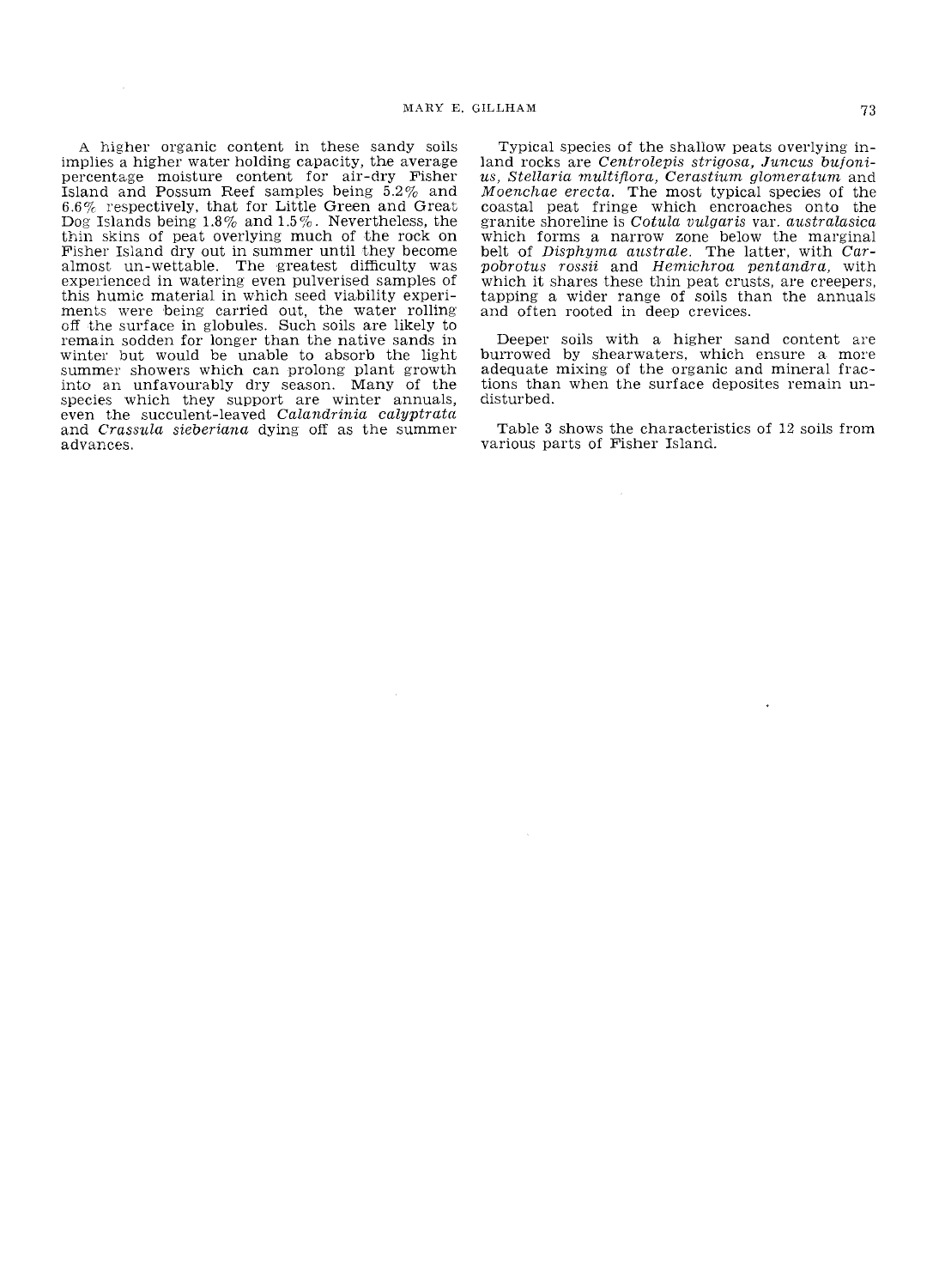A higher organic content in these sandy soils implies a higher water holding capacity, the average percentage moisture content for air-dry Fisher Island and Possum Reef samples being 5.2% and 6.6% respectively, that for Little Green and Great Dog Islands being 1.8% and 1.5%. Nevertheless, the thin skins of peat overlying much of the rock on Fisher Island dry out in summer until they become almost un-wettable. The greatest difficulty was experienced in watering even pulverised samples of this humic material in which seed viability experiments were being carried out, the water rolling off the surface in globules. Such soils are likely to remain sodden for longer than the native sands in winter but would be unable to absorb the light summer showers which can prolong plant growth into an unfavourably dry season. Many of the species which they support are winter annuals, even the succulent-leaved *Calandrinia calyptrata* and *Crassula sieberiana* dying off as the summer advances.

Typical species of the shallow peats overlying inland rocks are *Centrolepis strigosa, Juncus bufonius, Stellaria multiflora, Cerastium glomeratum* and *Moenchae erecta*. The most typical species of the coastal peat fringe which encroaches onto the granite shoreline is *Cotula vulgaris* var. *australasica* which forms a narrow zone below the marginal belt of *Disphyma australe*. The latter, with *Carpobrotus rossii* and *Hemichroa pentandra*, with which it shares these thin peat crusts, are creepers, tapping a wider range of soils than the annuals and often rooted in deep crevices.

Deeper soils with a higher sand content are burrowed by shearwaters, which ensure a more adequate mixing of the organic and mineral fractions than when the surface deposites remain undisturbed.

Table 3 shows the characteristics of 12 soils from various parts of Fisher Island.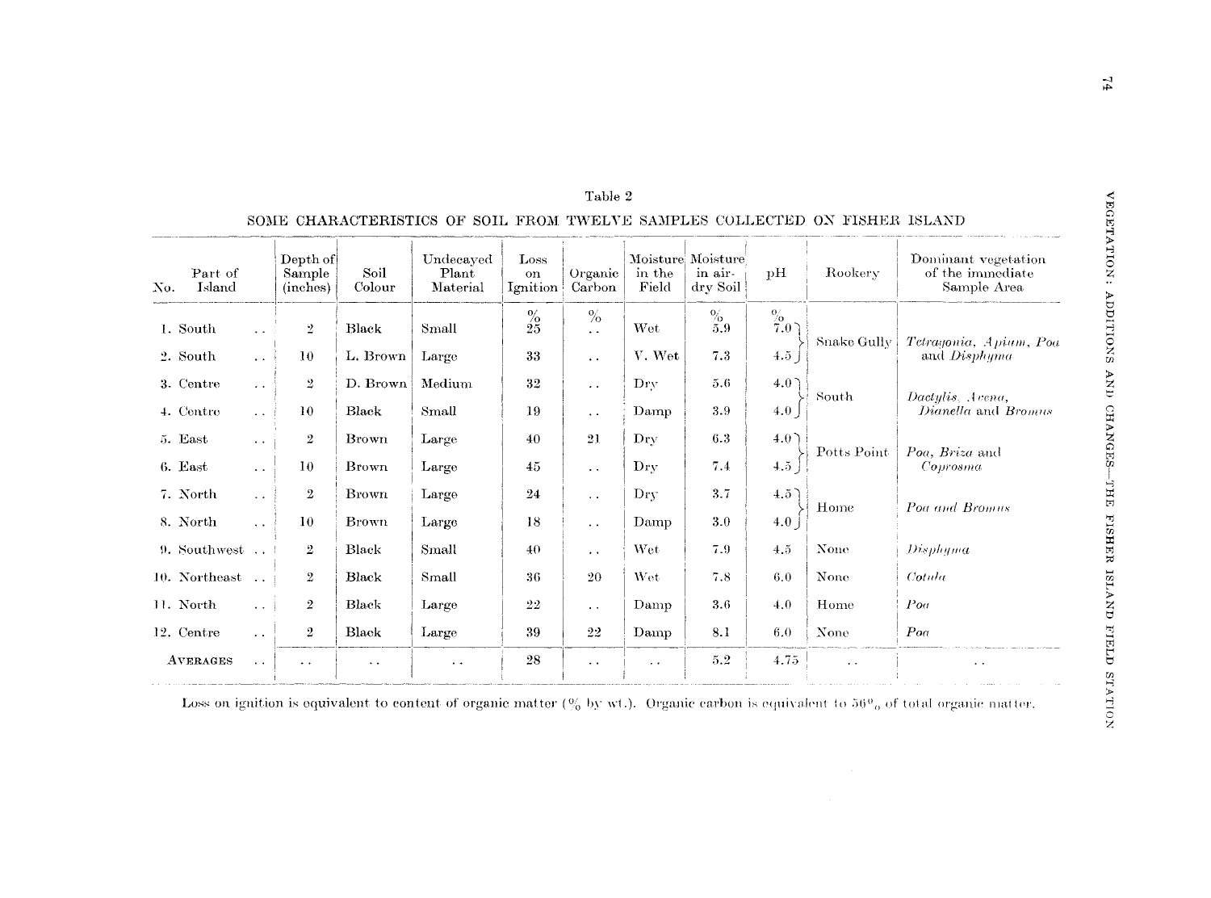Table 2

SOME CHARACTERISTICS OF SOIL FROM TWELVE SAMPLES COLLECTED ON FISHER ISLAND

| No. Part of Island | Depth of Sample (inches) | Soil Colour | Undecayed Plant Material | Loss on Ignition | Organic Carbon | Moisture in the Field | Moisture in air-dry Soil | pH | Rookery | Dominant vegetation of the immediate Sample Area |
|---|---|---|---|---|---|---|---|---|---|---|
| | | | | % | % | | % | % | | |
| 1. South .. | 2 | Black | Small | 25 | .. | Wet | 5.9 | 7.0 | Snake Gully | *Tetragonia*, *Apium*, *Poa* and *Disphyma* |
| 2. South .. | 10 | L. Brown | Large | 33 | .. | V. Wet | 7.3 | 4.5 | | |
| 3. Centre .. | 2 | D. Brown | Medium | 32 | .. | Dry | 5.6 | 4.0 | South | *Dactylis*, *Avena*, *Dianella* and *Bromus* |
| 4. Centre .. | 10 | Black | Small | 19 | .. | Damp | 3.9 | 4.0 | | |
| 5. East .. | 2 | Brown | Large | 40 | 21 | Dry | 6.3 | 4.0 | Potts Point | *Poa*, *Briza* and *Coprosma* |
| 6. East .. | 10 | Brown | Large | 45 | .. | Dry | 7.4 | 4.5 | | |
| 7. North .. | 2 | Brown | Large | 24 | .. | Dry | 3.7 | 4.5 | Home | *Poa and Bromus* |
| 8. North .. | 10 | Brown | Large | 18 | .. | Damp | 3.0 | 4.0 | | |
| 9. Southwest .. | 2 | Black | Small | 40 | .. | Wet | 7.9 | 4.5 | None | *Disphyma* |
| 10. Northeast .. | 2 | Black | Small | 36 | 20 | Wet | 7.8 | 6.0 | None | *Cotula* |
| 11. North .. | 2 | Black | Large | 22 | .. | Damp | 3.6 | 4.0 | Home | *Poa* |
| 12. Centre .. | 2 | Black | Large | 39 | 22 | Damp | 8.1 | 6.0 | None | *Poa* |
| AVERAGES .. | .. | .. | .. | 28 | .. | .. | 5.2 | 4.75 | .. | .. |

Loss on ignition is equivalent to content of organic matter (% by wt.). Organic carbon is equivalent to 56% of total organic matter.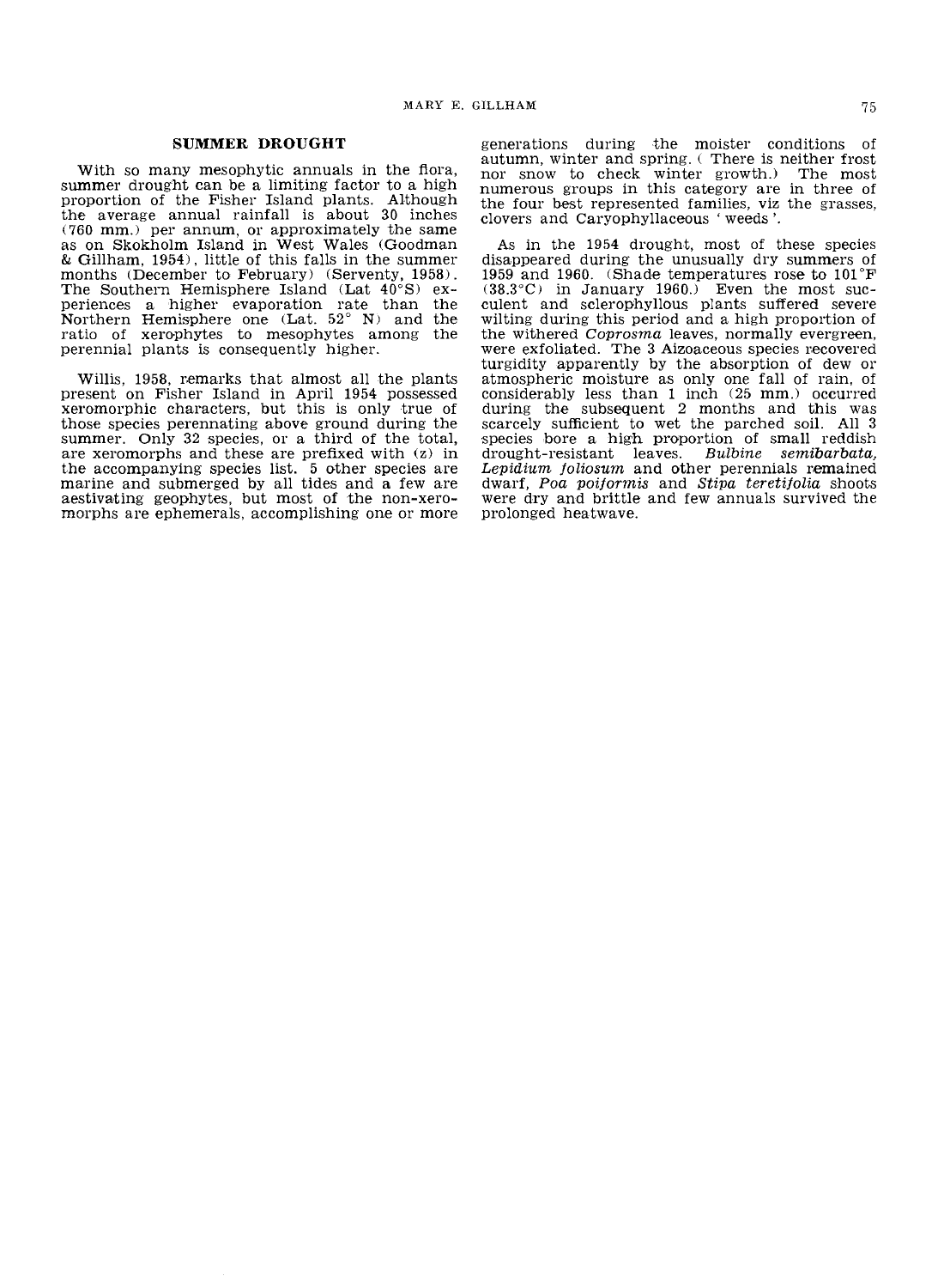## SUMMER DROUGHT

With so many mesophytic annuals in the flora, summer drought can be a limiting factor to a high proportion of the Fisher Island plants. Although the average annual rainfall is about 30 inches (760 mm.) per annum, or approximately the same as on Skokholm Island in West Wales (Goodman & Gillham, 1954), little of this falls in the summer months (December to February) (Serventy, 1958). The Southern Hemisphere Island (Lat 40°S) experiences a higher evaporation rate than the Northern Hemisphere one (Lat. 52° N) and the ratio of xerophytes to mesophytes among the perennial plants is consequently higher.

Willis, 1958, remarks that almost all the plants present on Fisher Island in April 1954 possessed xeromorphic characters, but this is only true of those species perennating above ground during the summer. Only 32 species, or a third of the total, are xeromorphs and these are prefixed with (z) in the accompanying species list. 5 other species are marine and submerged by all tides and a few are aestivating geophytes, but most of the non-xeromorphs are ephemerals, accomplishing one or more generations during the moister conditions of autumn, winter and spring. ( There is neither frost nor snow to check winter growth.) The most numerous groups in this category are in three of the four best represented families, viz the grasses, clovers and Caryophyllaceous 'weeds'.

As in the 1954 drought, most of these species disappeared during the unusually dry summers of 1959 and 1960. (Shade temperatures rose to 101°F (38.3°C) in January 1960.) Even the most succulent and sclerophyllous plants suffered severe wilting during this period and a high proportion of the withered *Coprosma* leaves, normally evergreen, were exfoliated. The 3 Aizoaceous species recovered turgidity apparently by the absorption of dew or atmospheric moisture as only one fall of rain, of considerably less than 1 inch (25 mm.) occurred during the subsequent 2 months and this was scarcely sufficient to wet the parched soil. All 3 species bore a high proportion of small reddish drought-resistant leaves. *Bulbine semibarbata, Lepidium foliosum* and other perennials remained dwarf, *Poa poiformis* and *Stipa teretifolia* shoots were dry and brittle and few annuals survived the prolonged heatwave.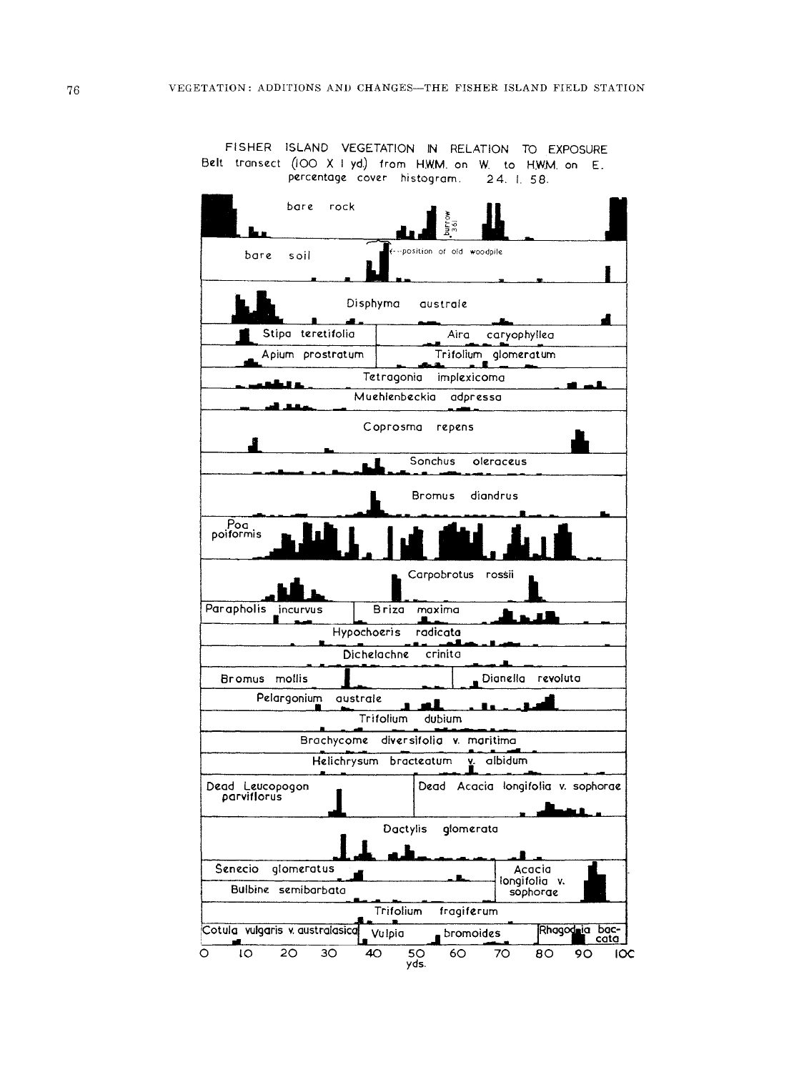FISHER ISLAND VEGETATION IN RELATION TO EXPOSURE

Belt transect (100 X 1 yd.) from H.W.M. on W. to H.W.M. on E.

percentage cover histogram. 24. I. 58.

bare rock

burrow 361

bare soil

←--position of old woodpile

Disphyma australe

Stipa teretifolia

Aira caryophyllea

Apium prostratum

Trifolium glomeratum

Tetragonia implexicoma

Muehlenbeckia adpressa

Coprosma repens

Sonchus oleraceus

Bromus diandrus

Poa poiformis

Carpobrotus rossii

Parapholis incurvus

Briza maxima

Hypochoeris radicata

Dichelachne crinita

Bromus mollis

Dianella revoluta

Pelargonium australe

Trifolium dubium

Brachycome diversifolia v. maritima

Helichrysum bracteatum v. albidum

Dead Leucopogon parviflorus

Dead Acacia longifolia v. sophorae

Dactylis glomerata

Senecio glomeratus

Acacia longifolia v. sophorae

Bulbine semibarbata

Trifolium fragiferum

Cotula vulgaris v. australasica

Vulpia bromoides

Rhagodia baccata

0 10 20 30 40 50 60 70 80 90 100

yds.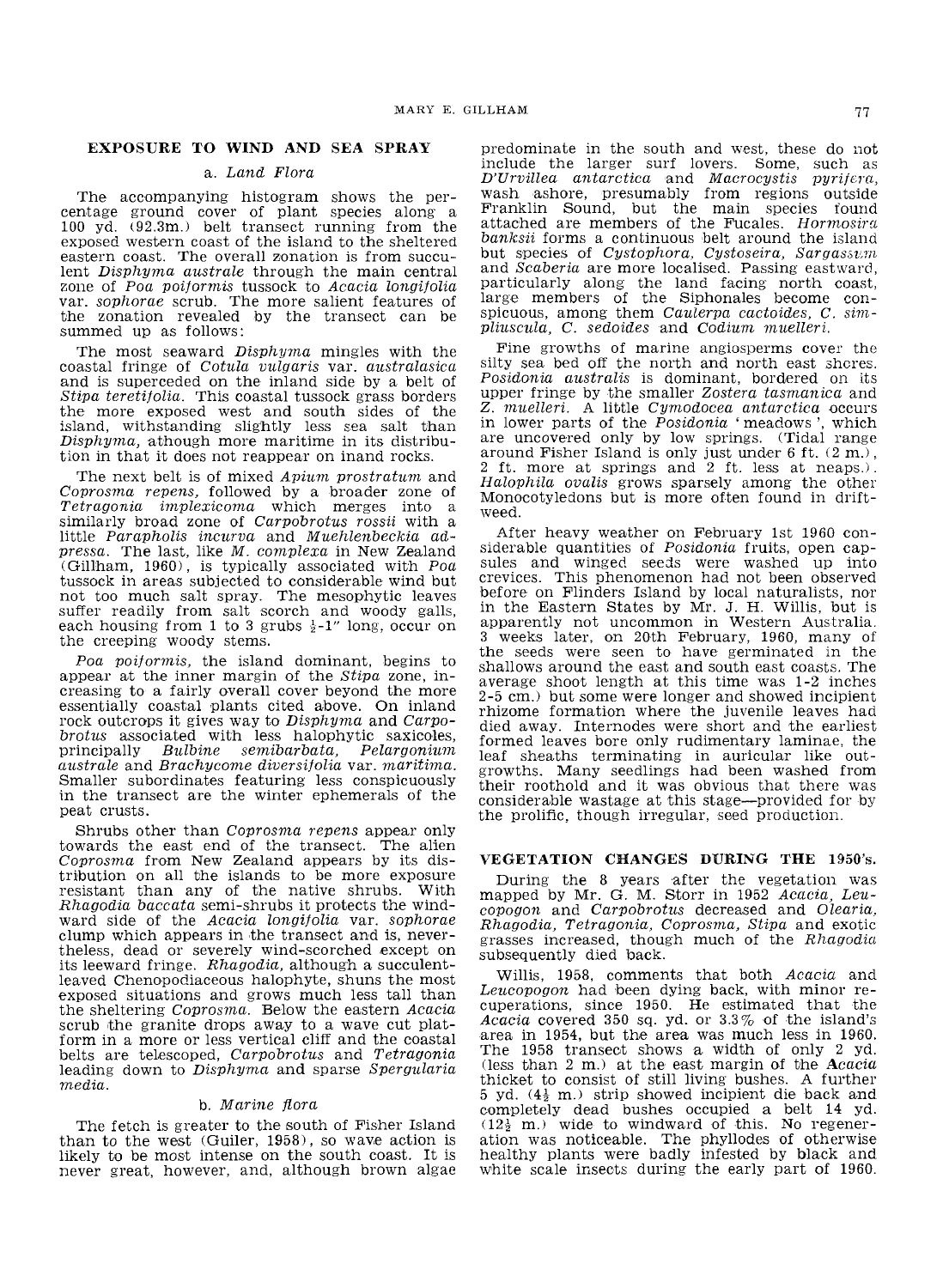## EXPOSURE TO WIND AND SEA SPRAY

### a. *Land Flora*

The accompanying histogram shows the percentage ground cover of plant species along a 100 yd. (92.3m.) belt transect running from the exposed western coast of the island to the sheltered eastern coast. The overall zonation is from succulent *Disphyma australe* through the main central zone of *Poa poiformis* tussock to *Acacia longifolia* var. *sophorae* scrub. The more salient features of the zonation revealed by the transect can be summed up as follows:

The most seaward *Disphyma* mingles with the coastal fringe of *Cotula vulgaris* var. *australasica* and is superceded on the inland side by a belt of *Stipa teretifolia*. This coastal tussock grass borders the more exposed west and south sides of the island, withstanding slightly less sea salt than *Disphyma*, although more maritime in its distribution in that it does not reappear on inand rocks.

The next belt is of mixed *Apium prostratum* and *Coprosma repens*, followed by a broader zone of *Tetragonia implexicoma* which merges into a similarly broad zone of *Carpobrotus rossii* with a little *Parapholis incurva* and *Muehlenbeckia adpressa*. The last, like *M. complexa* in New Zealand (Gillham, 1960), is typically associated with *Poa* tussock in areas subjected to considerable wind but not too much salt spray. The mesophytic leaves suffer readily from salt scorch and woody galls, each housing from 1 to 3 grubs ½-1" long, occur on the creeping woody stems.

*Poa poiformis*, the island dominant, begins to appear at the inner margin of the *Stipa* zone, increasing to a fairly overall cover beyond the more essentially coastal plants cited above. On inland rock outcrops it gives way to *Disphyma* and *Carpobrotus* associated with less halophytic saxicoles, principally *Bulbine semibarbata*, *Pelargonium australe* and *Brachycome diversifolia* var. *maritima*. Smaller subordinates featuring less conspicuously in the transect are the winter ephemerals of the peat crusts.

Shrubs other than *Coprosma repens* appear only towards the east end of the transect. The alien *Coprosma* from New Zealand appears by its distribution on all the islands to be more exposure resistant than any of the native shrubs. With *Rhagodia baccata* semi-shrubs it protects the windward side of the *Acacia longifolia* var. *sophorae* clump which appears in the transect and is, nevertheless, dead or severely wind-scorched except on its leeward fringe. *Rhagodia*, although a succulent-leaved Chenopodiaceous halophyte, shuns the most exposed situations and grows much less tall than the sheltering *Coprosma*. Below the eastern *Acacia* scrub the granite drops away to a wave cut platform in a more or less vertical cliff and the coastal belts are telescoped, *Carpobrotus* and *Tetragonia* leading down to *Disphyma* and sparse *Spergularia media*.

### b. *Marine flora*

The fetch is greater to the south of Fisher Island than to the west (Guiler, 1958), so wave action is likely to be most intense on the south coast. It is never great, however, and, although brown algae predominate in the south and west, these do not include the larger surf lovers. Some, such as *D'Urvillea antarctica* and *Macrocystis pyrifera*, wash ashore, presumably from regions outside Franklin Sound, but the main species found attached are members of the Fucales. *Hormosira banksii* forms a continuous belt around the island but species of *Cystophora*, *Cystoseira*, *Sargassum* and *Scaberia* are more localised. Passing eastward, particularly along the land facing north coast, large members of the Siphonales become conspicuous, among them *Caulerpa cactoides*, *C. simpliuscula*, *C. sedoides* and *Codium muelleri*.

Fine growths of marine angiosperms cover the silty sea bed off the north and north east shores. *Posidonia australis* is dominant, bordered on its upper fringe by the smaller *Zostera tasmanica* and *Z. muelleri*. A little *Cymodocea antarctica* occurs in lower parts of the *Posidonia* 'meadows', which are uncovered only by low springs. (Tidal range around Fisher Island is only just under 6 ft. (2 m.), 2 ft. more at springs and 2 ft. less at neaps.). *Halophila ovalis* grows sparsely among the other Monocotyledons but is more often found in driftweed.

After heavy weather on February 1st 1960 considerable quantities of *Posidonia* fruits, open capsules and winged seeds were washed up into crevices. This phenomenon had not been observed before on Flinders Island by local naturalists, nor in the Eastern States by Mr. J. H. Willis, but is apparently not uncommon in Western Australia. 3 weeks later, on 20th February, 1960, many of the seeds were seen to have germinated in the shallows around the east and south east coasts. The average shoot length at this time was 1-2 inches (2-5 cm.) but some were longer and showed incipient rhizome formation where the juvenile leaves had died away. Internodes were short and the earliest formed leaves bore only rudimentary laminae, the leaf sheaths terminating in auricular like outgrowths. Many seedlings had been washed from their roothold and it was obvious that there was considerable wastage at this stage—provided for by the prolific, though irregular, seed production.

## VEGETATION CHANGES DURING THE 1950's.

During the 8 years after the vegetation was mapped by Mr. G. M. Storr in 1952 *Acacia*, *Leucopogon* and *Carpobrotus* decreased and *Olearia*, *Rhagodia*, *Tetragonia*, *Coprosma*, *Stipa* and exotic grasses increased, though much of the *Rhagodia* subsequently died back.

Willis, 1958, comments that both *Acacia* and *Leucopogon* had been dying back, with minor recuperations, since 1950. He estimated that the *Acacia* covered 350 sq. yd. or 3.3% of the island's area in 1954, but the area was much less in 1960. The 1958 transect shows a width of only 2 yd. (less than 2 m.) at the east margin of the *Acacia* thicket to consist of still living bushes. A further 5 yd. (4½ m.) strip showed incipient die back and completely dead bushes occupied a belt 14 yd. (12½ m.) wide to windward of this. No regeneration was noticeable. The phyllodes of otherwise healthy plants were badly infested by black and white scale insects during the early part of 1960.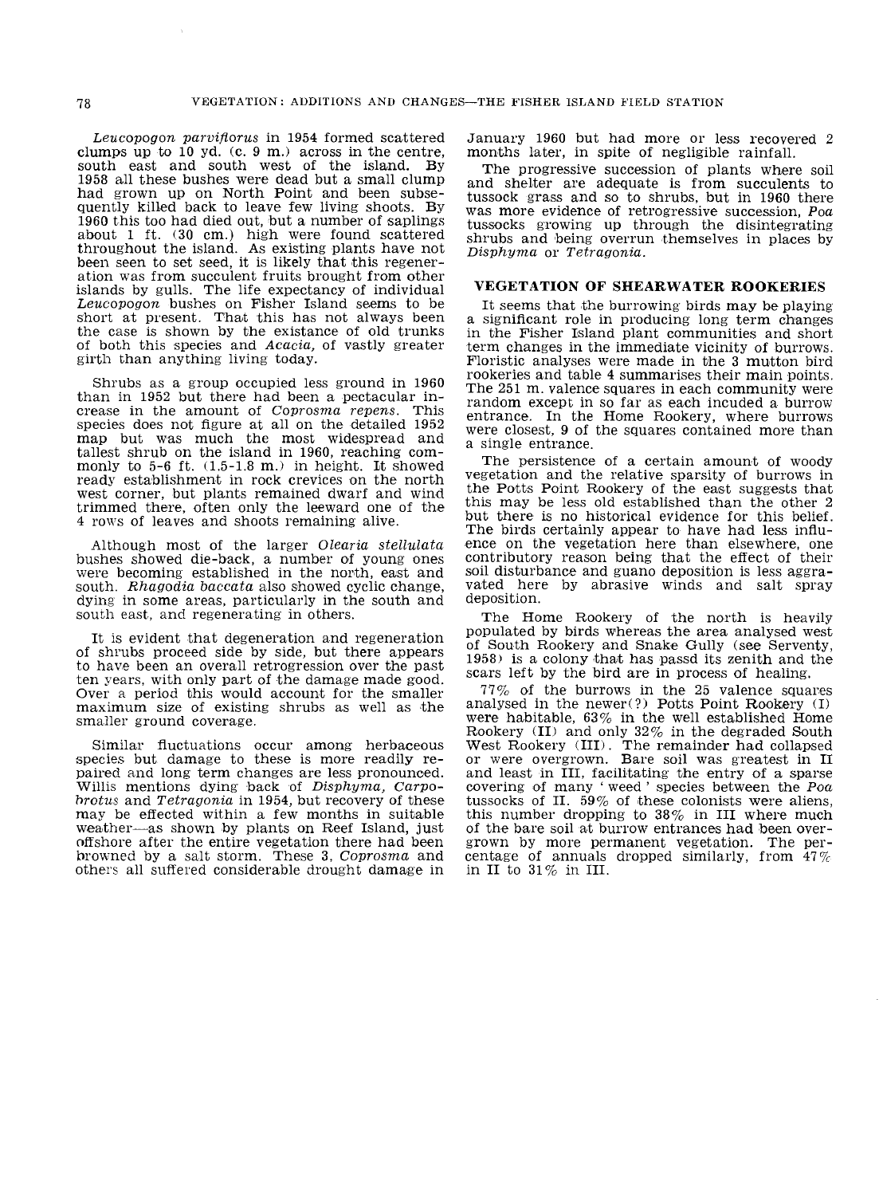*Leucopogon parviflorus* in 1954 formed scattered clumps up to 10 yd. (c. 9 m.) across in the centre, south east and south west of the island. By 1958 all these bushes were dead but a small clump had grown up on North Point and been subsequently killed back to leave few living shoots. By 1960 this too had died out, but a number of saplings about 1 ft. (30 cm.) high were found scattered throughout the island. As existing plants have not been seen to set seed, it is likely that this regeneration was from succulent fruits brought from other islands by gulls. The life expectancy of individual *Leucopogon* bushes on Fisher Island seems to be short at present. That this has not always been the case is shown by the existance of old trunks of both this species and *Acacia*, of vastly greater girth than anything living today.

Shrubs as a group occupied less ground in 1960 than in 1952 but there had been a pectacular increase in the amount of *Coprosma repens*. This species does not figure at all on the detailed 1952 map but was much the most widespread and tallest shrub on the island in 1960, reaching commonly to 5-6 ft. (1.5-1.8 m.) in height. It showed ready establishment in rock crevices on the north west corner, but plants remained dwarf and wind trimmed there, often only the leeward one of the 4 rows of leaves and shoots remaining alive.

Although most of the larger *Olearia stellulata* bushes showed die-back, a number of young ones were becoming established in the north, east and south. *Rhagodia baccata* also showed cyclic change, dying in some areas, particularly in the south and south east, and regenerating in others.

It is evident that degeneration and regeneration of shrubs proceed side by side, but there appears to have been an overall retrogression over the past ten years, with only part of the damage made good. Over a period this would account for the smaller maximum size of existing shrubs as well as the smaller ground coverage.

Similar fluctuations occur among herbaceous species but damage to these is more readily repaired and long term changes are less pronounced. Willis mentions dying back of *Disphyma*, *Carpobrotus* and *Tetragonia* in 1954, but recovery of these may be effected within a few months in suitable weather—as shown by plants on Reef Island, just offshore after the entire vegetation there had been browned by a salt storm. These 3, *Coprosma* and others all suffered considerable drought damage in January 1960 but had more or less recovered 2 months later, in spite of negligible rainfall.

The progressive succession of plants where soil and shelter are adequate is from succulents to tussock grass and so to shrubs, but in 1960 there was more evidence of retrogressive succession, *Poa* tussocks growing up through the disintegrating shrubs and being overrun themselves in places by *Disphyma* or *Tetragonia*.

## VEGETATION OF SHEARWATER ROOKERIES

It seems that the burrowing birds may be playing a significant role in producing long term changes in the Fisher Island plant communities and short term changes in the immediate vicinity of burrows. Floristic analyses were made in the 3 mutton bird rookeries and table 4 summarises their main points. The 251 m. valence squares in each community were random except in so far as each incuded a burrow entrance. In the Home Rookery, where burrows were closest, 9 of the squares contained more than a single entrance.

The persistence of a certain amount of woody vegetation and the relative sparsity of burrows in the Potts Point Rookery of the east suggests that this may be less old established than the other 2 but there is no historical evidence for this belief. The birds certainly appear to have had less influence on the vegetation here than elsewhere, one contributory reason being that the effect of their soil disturbance and guano deposition is less aggravated here by abrasive winds and salt spray deposition.

The Home Rookery of the north is heavily populated by birds whereas the area analysed west of South Rookery and Snake Gully (see Serventy, 1958) is a colony that has passd its zenith and the scars left by the bird are in process of healing.

77% of the burrows in the 25 valence squares analysed in the newer(?) Potts Point Rookery (I) were habitable, 63% in the well established Home Rookery (II) and only 32% in the degraded South West Rookery (III). The remainder had collapsed or were overgrown. Bare soil was greatest in II and least in III, facilitating the entry of a sparse covering of many 'weed' species between the *Poa* tussocks of II. 59% of these colonists were aliens, this number dropping to 38% in III where much of the bare soil at burrow entrances had been overgrown by more permanent vegetation. The percentage of annuals dropped similarly, from 47% in II to 31% in III.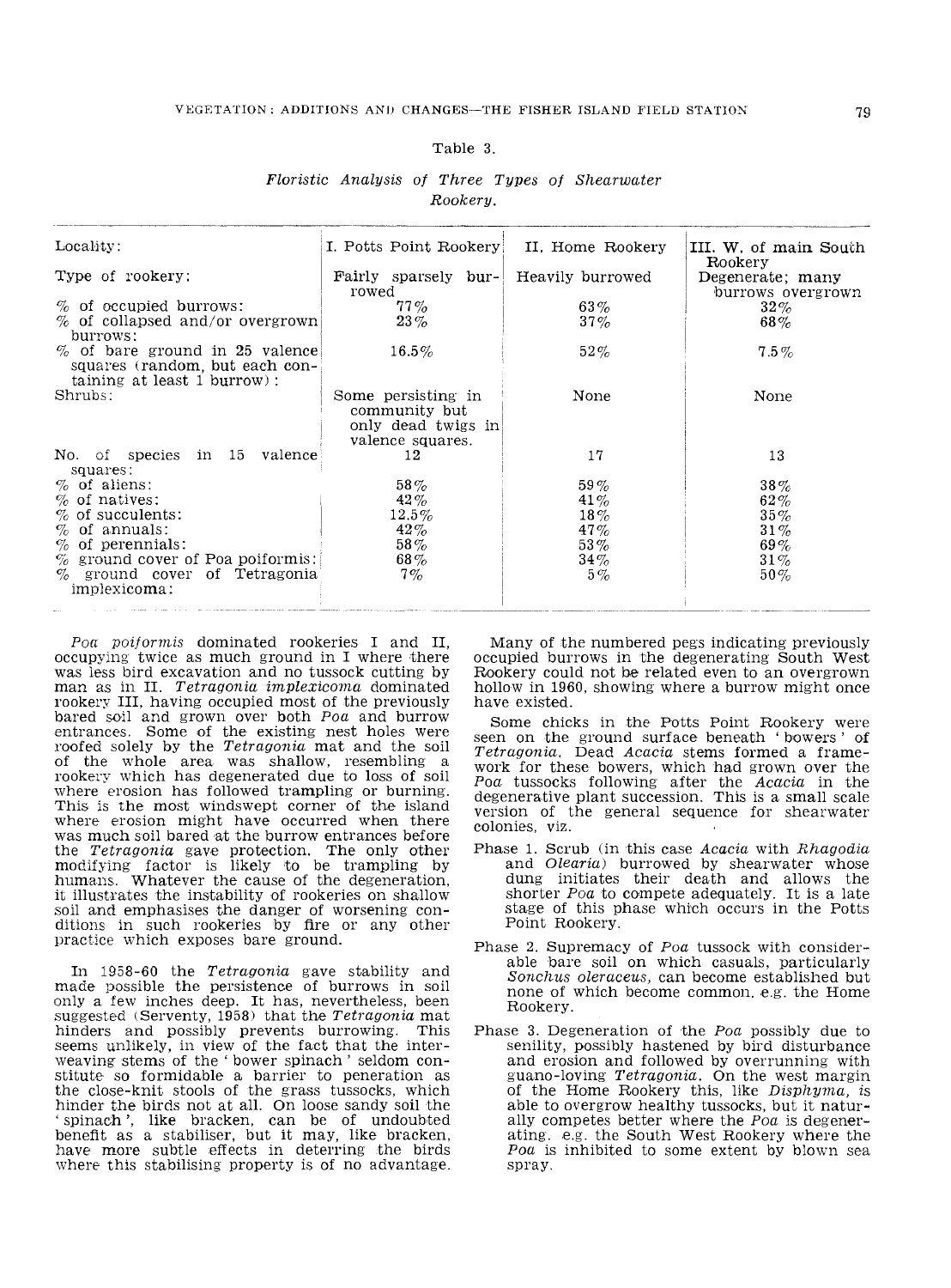Table 3.

*Floristic Analysis of Three Types of Shearwater Rookery.*

| Locality: | I. Potts Point Rookery | II. Home Rookery | III. W. of main South Rookery |
|---|---|---|---|
| Type of rookery: | Fairly sparsely burrowed | Heavily burrowed | Degenerate; many burrows overgrown |
| % of occupied burrows: | 77% | 63% | 32% |
| % of collapsed and/or overgrown burrows: | 23% | 37% | 68% |
| % of bare ground in 25 valence squares (random, but each containing at least 1 burrow): | 16.5% | 52% | 7.5% |
| Shrubs: | Some persisting in community but only dead twigs in valence squares. | None | None |
| No. of species in 15 valence squares: | 12 | 17 | 13 |
| % of aliens: | 58% | 59% | 38% |
| % of natives: | 42% | 41% | 62% |
| % of succulents: | 12.5% | 18% | 35% |
| % of annuals: | 42% | 47% | 31% |
| % of perennials: | 58% | 53% | 69% |
| % ground cover of Poa poiformis: | 68% | 34% | 31% |
| % ground cover of Tetragonia implexicoma: | 7% | 5% | 50% |

*Poa poiformis* dominated rookeries I and II, occupying twice as much ground in I where there was less bird excavation and no tussock cutting by man as in II. *Tetragonia implexicoma* dominated rookery III, having occupied most of the previously bared soil and grown over both *Poa* and burrow entrances. Some of the existing nest holes were roofed solely by the *Tetragonia* mat and the soil of the whole area was shallow, resembling a rookery which has degenerated due to loss of soil where erosion has followed trampling or burning. This is the most windswept corner of the island where erosion might have occurred when there was much soil bared at the burrow entrances before the *Tetragonia* gave protection. The only other modifying factor is likely to be trampling by humans. Whatever the cause of the degeneration, it illustrates the instability of rookeries on shallow soil and emphasises the danger of worsening conditions in such rookeries by fire or any other practice which exposes bare ground.

In 1958-60 the *Tetragonia* gave stability and made possible the persistence of burrows in soil only a few inches deep. It has, nevertheless, been suggested (Serventy, 1958) that the *Tetragonia* mat hinders and possibly prevents burrowing. This seems unlikely, in view of the fact that the interweaving stems of the 'bower spinach' seldom constitute so formidable a barrier to peneration as the close-knit stools of the grass tussocks, which hinder the birds not at all. On loose sandy soil the 'spinach', like bracken, can be of undoubted benefit as a stabiliser, but it may, like bracken, have more subtle effects in deterring the birds where this stabilising property is of no advantage.

Many of the numbered pegs indicating previously occupied burrows in the degenerating South West Rookery could not be related even to an overgrown hollow in 1960, showing where a burrow might once have existed.

Some chicks in the Potts Point Rookery were seen on the ground surface beneath 'bowers' of *Tetragonia*. Dead *Acacia* stems formed a framework for these bowers, which had grown over the *Poa* tussocks following after the *Acacia* in the degenerative plant succession. This is a small scale version of the general sequence for shearwater colonies, viz.

- Phase 1. Scrub (in this case *Acacia* with *Rhagodia* and *Olearia*) burrowed by shearwater whose dung initiates their death and allows the shorter *Poa* to compete adequately. It is a late stage of this phase which occurs in the Potts Point Rookery.
- Phase 2. Supremacy of *Poa* tussock with considerable bare soil on which casuals, particularly *Sonchus oleraceus*, can become established but none of which become common. e.g. the Home Rookery.
- Phase 3. Degeneration of the *Poa* possibly due to senility, possibly hastened by bird disturbance and erosion and followed by overrunning with guano-loving *Tetragonia*. On the west margin of the Home Rookery this, like *Disphyma*, is able to overgrow healthy tussocks, but it naturally competes better where the *Poa* is degenerating. e.g. the South West Rookery where the *Poa* is inhibited to some extent by blown sea spray.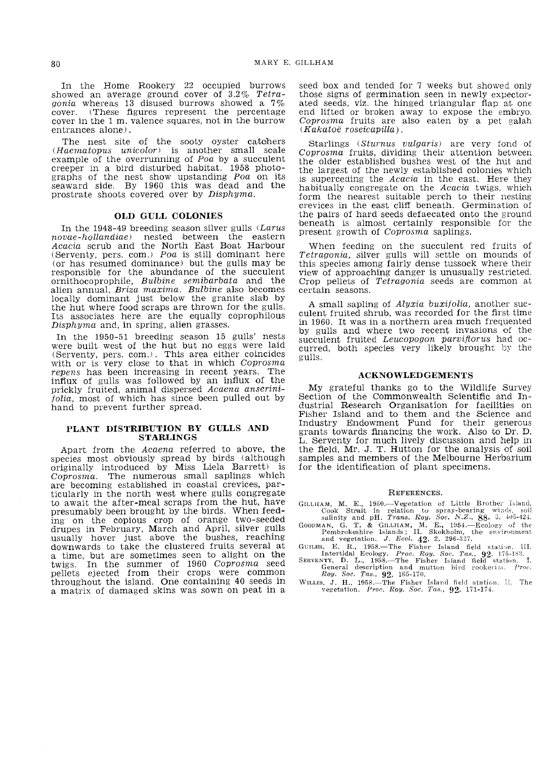In the Home Rookery 22 occupied burrows showed an average ground cover of 3.2% *Tetragonia* whereas 13 disused burrows showed a 7% cover. (These figures represent the percentage cover in the 1 m. valence squares, not in the burrow entrances alone).

The nest site of the sooty oyster catchers (*Haematopus unicolor*) is another small scale example of the overrunning of *Poa* by a succulent creeper in a bird disturbed habitat. 1958 photographs of the nest show upstanding *Poa* on its seaward side. By 1960 this was dead and the prostrate shoots covered over by *Disphyma*.

## OLD GULL COLONIES

In the 1948-49 breeding season silver gulls (*Larus novae-hollandiae*) nested between the eastern *Acacia* scrub and the North East Boat Harbour (Serventy, pers. com.) *Poa* is still dominant here (or has resumed dominance) but the gulls may be responsible for the abundance of the succulent ornithocoprophile, *Bulbine semibarbata* and the alien annual, *Briza maxima*. *Bulbine* also becomes locally dominant just below the granite slab by the hut where food scraps are thrown for the gulls. Its associates here are the equally coprophilous *Disphyma* and, in spring, alien grasses.

In the 1950-51 breeding season 15 gulls' nests were built west of the hut but no eggs were laid (Serventy, pers. com.). This area either coincides with or is very close to that in which *Coprosma repens* has been increasing in recent years. The influx of gulls was followed by an influx of the prickly fruited, animal dispersed *Acaena anserinifolia*, most of which has since been pulled out by hand to prevent further spread.

## PLANT DISTRIBUTION BY GULLS AND STARLINGS

Apart from the *Acaena* referred to above, the species most obviously spread by birds (although originally introduced by Miss Liela Barrett) is *Coprosma*. The numerous small saplings which are becoming established in coastal crevices, particularly in the north west where gulls congregate to await the after-meal scraps from the hut, have presumably been brought by the birds. When feeding on the copious crop of orange two-seeded drupes in February, March and April, silver gulls usually hover just above the bushes, reaching downwards to take the clustered fruits several at a time, but are sometimes seen to alight on the twigs. In the summer of 1960 *Coprosma* seed pellets ejected from their crops were common throughout the island. One containing 40 seeds in a matrix of damaged skins was sown on peat in a seed box and tended for 7 weeks but showed only those signs of germination seen in newly expectorated seeds, viz. the hinged triangular flap at one end lifted or broken away to expose the embryo. *Coprosma* fruits are also eaten by a pet galah (*Kakatoë roseicapilla*).

Starlings (*Sturnus vulgaris*) are very fond of *Coprosma* fruits, dividing their attention between the older established bushes west of the hut and the largest of the newly established colonies which is superceding the *Acacia* in the east. Here they habitually congregate on the *Acacia* twigs, which form the nearest suitable perch to their nesting crevices in the east cliff beneath. Germination of the pairs of hard seeds defaecated onto the ground beneath is almost certainly responsible for the present growth of *Coprosma* saplings.

When feeding on the succulent red fruits of *Tetragonia*, silver gulls will settle on mounds of this species among fairly dense tussock where their view of approaching danger is unusually restricted. Crop pellets of *Tetragonia* seeds are common at certain seasons.

A small sapling of *Alyxia buxifolia*, another succulent fruited shrub, was recorded for the first time in 1960. It was in a northern area much frequented by gulls and where two recent invasions of the succulent fruited *Leucopogon parviflorus* had occurred, both species very likely brought by the gulls.

## ACKNOWLEDGEMENTS

My grateful thanks go to the Wildlife Survey Section of the Commonwealth Scientific and Industrial Research Organisation for facilities on Fisher Island and to them and the Science and Industry Endowment Fund for their generous grants towards financing the work. Also to Dr. D. L. Serventy for much lively discussion and help in the field, Mr. J. T. Hutton for the analysis of soil samples and members of the Melbourne Herbarium for the identification of plant specimens.

## REFERENCES.

GILLHAM, M. E., 1960.—Vegetation of Little Brother Island, Cook Strait in relation to spray-bearing winds, soil salinity and pH. *Trans. Roy. Soc. N.Z.*, **88**, 3, 405-424.

GOODMAN, G. T. & GILLHAM, M. E., 1954.—Ecology of the Pembrokeshire Islands; II. Skokholm, the environment and vegetation. *J. Ecol.* **42**, 2, 296-327.

GUILER, E. R., 1958.—The Fisher Island field station. III. Intertidal Ecology. *Proc. Roy. Soc. Tas.*, **92**, 175-183.

SERVENTY, D. L., 1958.—The Fisher Island field station. I. General description and mutton bird rookeries. *Proc. Roy. Soc. Tas.*, **92**, 165-170.

WILLIS, J. H., 1958.—The Fisher Island field station. II. The vegetation. *Proc. Roy. Soc. Tas.*, **92**, 171-174.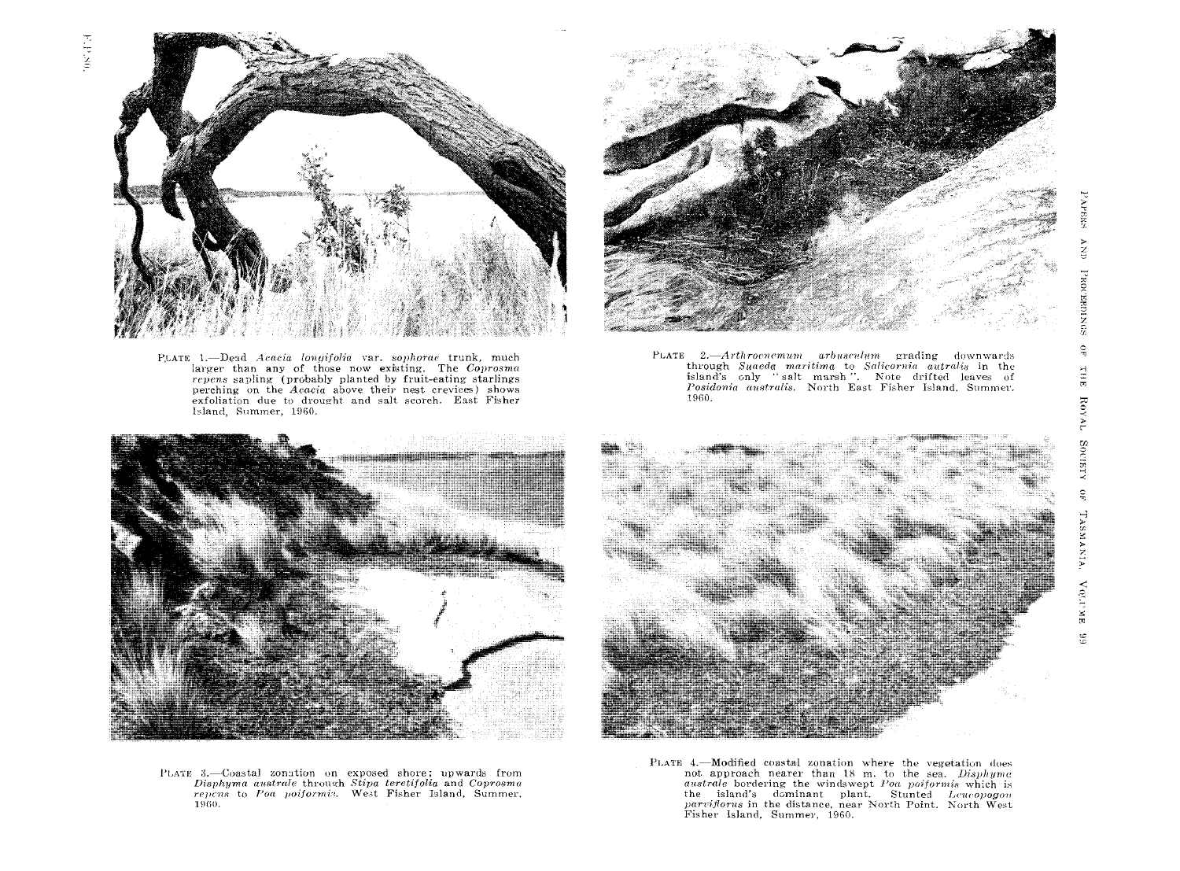PLATE 1.—Dead *Acacia longifolia* var. *sophorae* trunk, much larger than any of those now existing. The *Coprosma repens* sapling (probably planted by fruit-eating starlings perching on the *Acacia* above their nest crevices) shows exfoliation due to drought and salt scorch. East Fisher Island, Summer, 1960.

PLATE 2.—*Arthrocnemum arbusculum* grading downwards through *Suaeda maritima* to *Salicornia autralis* in the island's only "salt marsh". Note drifted leaves of *Posidonia australis*. North East Fisher Island, Summer, 1960.

PLATE 3.—Coastal zonation on exposed shore; upwards from *Disphyma australe* through *Stipa teretifolia* and *Coprosma repens* to *Poa poiformis*. West Fisher Island, Summer, 1960.

PLATE 4.—Modified coastal zonation where the vegetation does not approach nearer than 18 m. to the sea. *Disphyma australe* bordering the windswept *Poa poiformis* which is the island's dominant plant. Stunted *Leucopogon parviflorus* in the distance, near North Point. North West Fisher Island, Summer, 1960.